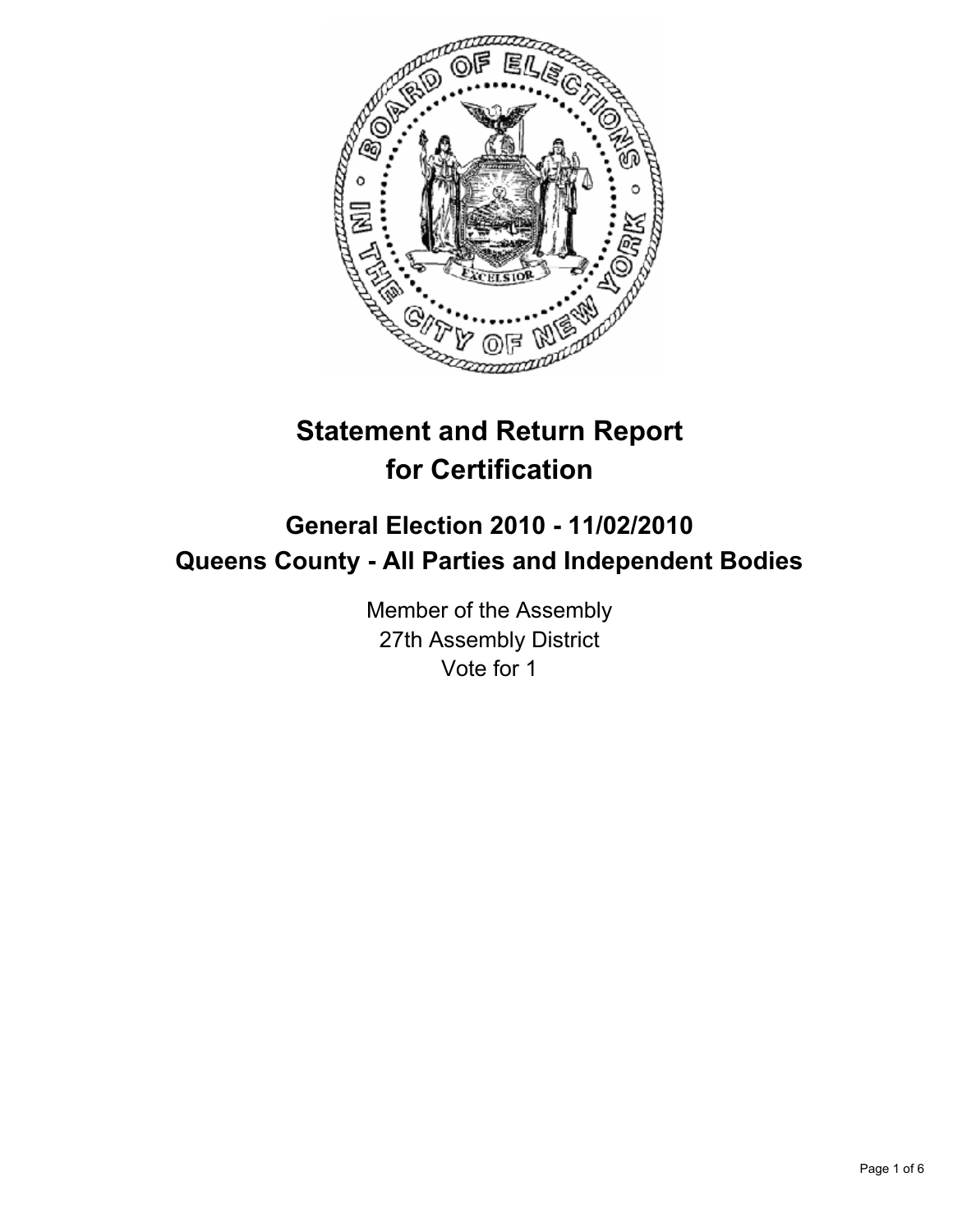# Statement and Return Report for Certification

## General Election 2010 - 11/02/2010
## Queens County - All Parties and Independent Bodies

Member of the Assembly
27th Assembly District
Vote for 1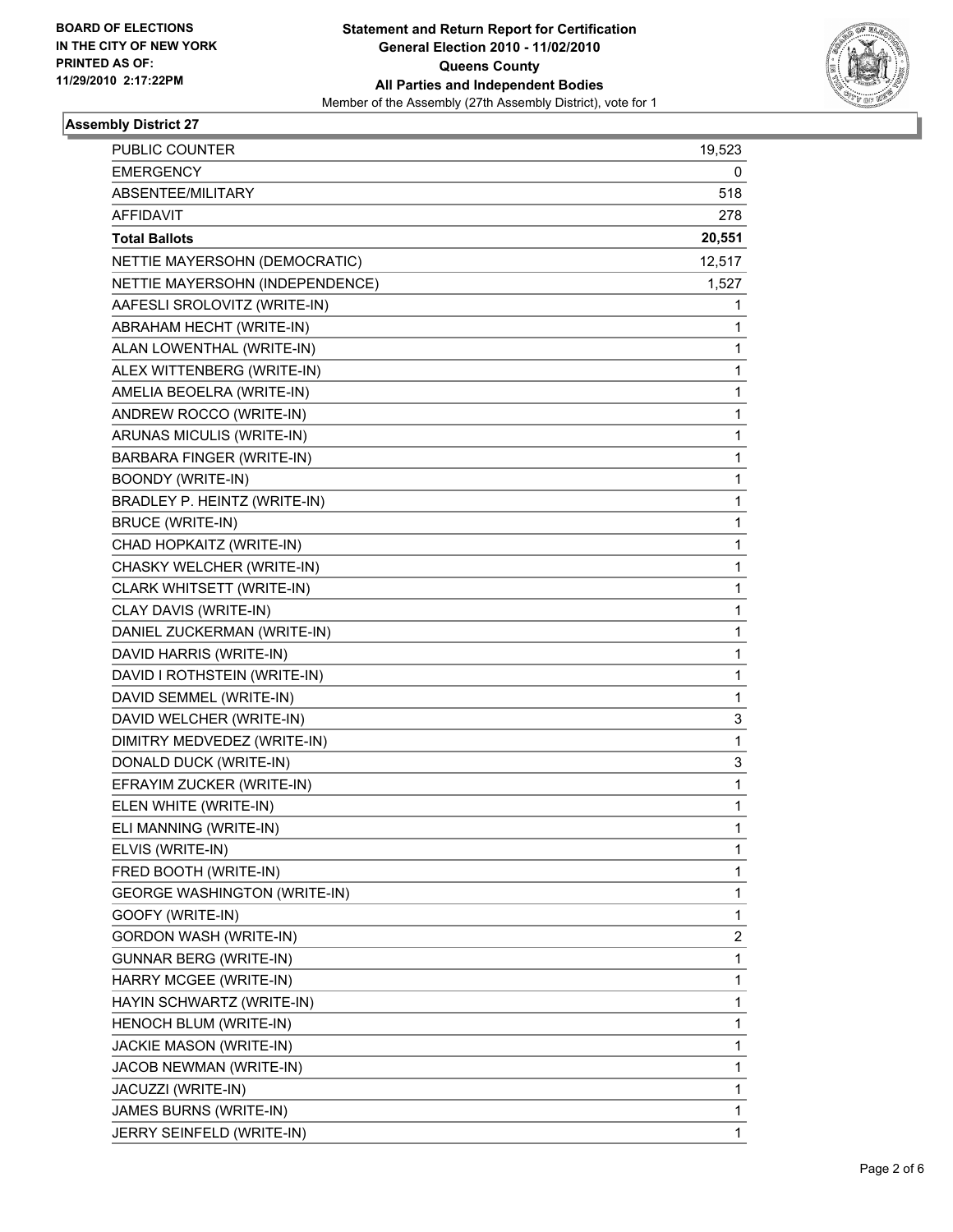**BOARD OF ELECTIONS IN THE CITY OF NEW YORK PRINTED AS OF: 11/29/2010 2:17:22PM**

**Statement and Return Report for Certification**
**General Election 2010 - 11/02/2010**
**Queens County**
**All Parties and Independent Bodies**
Member of the Assembly (27th Assembly District), vote for 1

## Assembly District 27

| | |
|---|---|
| PUBLIC COUNTER | 19,523 |
| EMERGENCY | 0 |
| ABSENTEE/MILITARY | 518 |
| AFFIDAVIT | 278 |
| **Total Ballots** | **20,551** |
| NETTIE MAYERSOHN (DEMOCRATIC) | 12,517 |
| NETTIE MAYERSOHN (INDEPENDENCE) | 1,527 |
| AAFESLI SROLOVITZ (WRITE-IN) | 1 |
| ABRAHAM HECHT (WRITE-IN) | 1 |
| ALAN LOWENTHAL (WRITE-IN) | 1 |
| ALEX WITTENBERG (WRITE-IN) | 1 |
| AMELIA BEOELRA (WRITE-IN) | 1 |
| ANDREW ROCCO (WRITE-IN) | 1 |
| ARUNAS MICULIS (WRITE-IN) | 1 |
| BARBARA FINGER (WRITE-IN) | 1 |
| BOONDY (WRITE-IN) | 1 |
| BRADLEY P. HEINTZ (WRITE-IN) | 1 |
| BRUCE (WRITE-IN) | 1 |
| CHAD HOPKAITZ (WRITE-IN) | 1 |
| CHASKY WELCHER (WRITE-IN) | 1 |
| CLARK WHITSETT (WRITE-IN) | 1 |
| CLAY DAVIS (WRITE-IN) | 1 |
| DANIEL ZUCKERMAN (WRITE-IN) | 1 |
| DAVID HARRIS (WRITE-IN) | 1 |
| DAVID I ROTHSTEIN (WRITE-IN) | 1 |
| DAVID SEMMEL (WRITE-IN) | 1 |
| DAVID WELCHER (WRITE-IN) | 3 |
| DIMITRY MEDVEDEZ (WRITE-IN) | 1 |
| DONALD DUCK (WRITE-IN) | 3 |
| EFRAYIM ZUCKER (WRITE-IN) | 1 |
| ELEN WHITE (WRITE-IN) | 1 |
| ELI MANNING (WRITE-IN) | 1 |
| ELVIS (WRITE-IN) | 1 |
| FRED BOOTH (WRITE-IN) | 1 |
| GEORGE WASHINGTON (WRITE-IN) | 1 |
| GOOFY (WRITE-IN) | 1 |
| GORDON WASH (WRITE-IN) | 2 |
| GUNNAR BERG (WRITE-IN) | 1 |
| HARRY MCGEE (WRITE-IN) | 1 |
| HAYIN SCHWARTZ (WRITE-IN) | 1 |
| HENOCH BLUM (WRITE-IN) | 1 |
| JACKIE MASON (WRITE-IN) | 1 |
| JACOB NEWMAN (WRITE-IN) | 1 |
| JACUZZI (WRITE-IN) | 1 |
| JAMES BURNS (WRITE-IN) | 1 |
| JERRY SEINFELD (WRITE-IN) | 1 |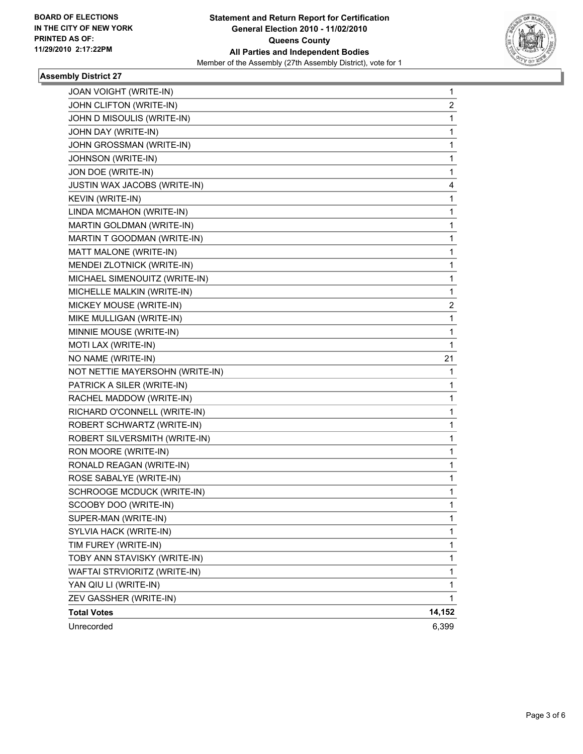**BOARD OF ELECTIONS IN THE CITY OF NEW YORK PRINTED AS OF: 11/29/2010 2:17:22PM**

**Statement and Return Report for Certification**
**General Election 2010 - 11/02/2010**
**Queens County**
**All Parties and Independent Bodies**
Member of the Assembly (27th Assembly District), vote for 1

### Assembly District 27

| | |
|---|---|
| JOAN VOIGHT (WRITE-IN) | 1 |
| JOHN CLIFTON (WRITE-IN) | 2 |
| JOHN D MISOULIS (WRITE-IN) | 1 |
| JOHN DAY (WRITE-IN) | 1 |
| JOHN GROSSMAN (WRITE-IN) | 1 |
| JOHNSON (WRITE-IN) | 1 |
| JON DOE (WRITE-IN) | 1 |
| JUSTIN WAX JACOBS (WRITE-IN) | 4 |
| KEVIN (WRITE-IN) | 1 |
| LINDA MCMAHON (WRITE-IN) | 1 |
| MARTIN GOLDMAN (WRITE-IN) | 1 |
| MARTIN T GOODMAN (WRITE-IN) | 1 |
| MATT MALONE (WRITE-IN) | 1 |
| MENDEI ZLOTNICK (WRITE-IN) | 1 |
| MICHAEL SIMENOUITZ (WRITE-IN) | 1 |
| MICHELLE MALKIN (WRITE-IN) | 1 |
| MICKEY MOUSE (WRITE-IN) | 2 |
| MIKE MULLIGAN (WRITE-IN) | 1 |
| MINNIE MOUSE (WRITE-IN) | 1 |
| MOTI LAX (WRITE-IN) | 1 |
| NO NAME (WRITE-IN) | 21 |
| NOT NETTIE MAYERSOHN (WRITE-IN) | 1 |
| PATRICK A SILER (WRITE-IN) | 1 |
| RACHEL MADDOW (WRITE-IN) | 1 |
| RICHARD O'CONNELL (WRITE-IN) | 1 |
| ROBERT SCHWARTZ (WRITE-IN) | 1 |
| ROBERT SILVERSMITH (WRITE-IN) | 1 |
| RON MOORE (WRITE-IN) | 1 |
| RONALD REAGAN (WRITE-IN) | 1 |
| ROSE SABALYE (WRITE-IN) | 1 |
| SCHROOGE MCDUCK (WRITE-IN) | 1 |
| SCOOBY DOO (WRITE-IN) | 1 |
| SUPER-MAN (WRITE-IN) | 1 |
| SYLVIA HACK (WRITE-IN) | 1 |
| TIM FUREY (WRITE-IN) | 1 |
| TOBY ANN STAVISKY (WRITE-IN) | 1 |
| WAFTAI STRVIORITZ (WRITE-IN) | 1 |
| YAN QIU LI (WRITE-IN) | 1 |
| ZEV GASSHER (WRITE-IN) | 1 |
| **Total Votes** | **14,152** |
| Unrecorded | 6,399 |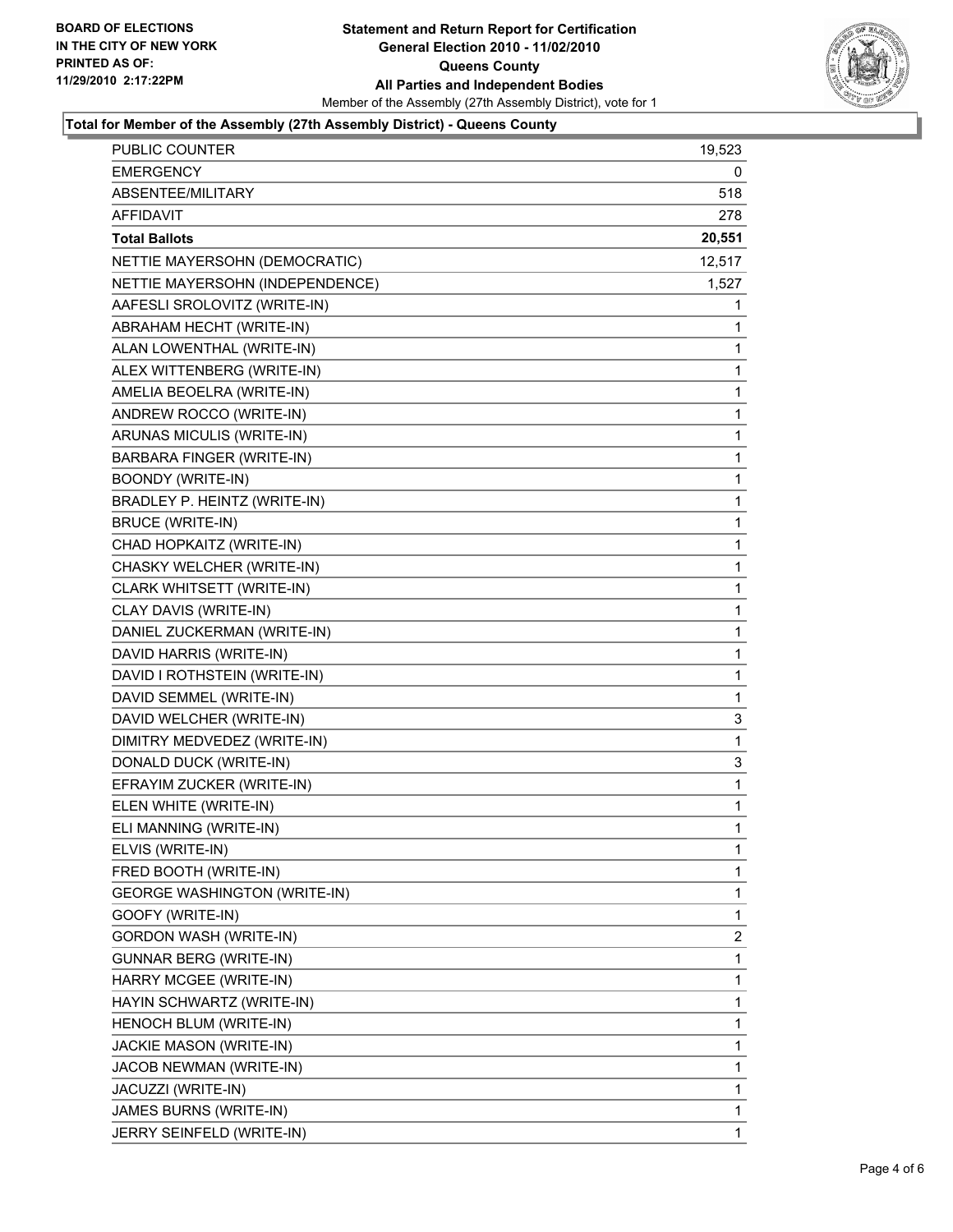**BOARD OF ELECTIONS IN THE CITY OF NEW YORK PRINTED AS OF: 11/29/2010 2:17:22PM**

**Statement and Return Report for Certification General Election 2010 - 11/02/2010 Queens County All Parties and Independent Bodies**

Member of the Assembly (27th Assembly District), vote for 1

**Total for Member of the Assembly (27th Assembly District) - Queens County**

| | |
|---|---|
| PUBLIC COUNTER | 19,523 |
| EMERGENCY | 0 |
| ABSENTEE/MILITARY | 518 |
| AFFIDAVIT | 278 |
| **Total Ballots** | **20,551** |
| NETTIE MAYERSOHN (DEMOCRATIC) | 12,517 |
| NETTIE MAYERSOHN (INDEPENDENCE) | 1,527 |
| AAFESLI SROLOVITZ (WRITE-IN) | 1 |
| ABRAHAM HECHT (WRITE-IN) | 1 |
| ALAN LOWENTHAL (WRITE-IN) | 1 |
| ALEX WITTENBERG (WRITE-IN) | 1 |
| AMELIA BEOELRA (WRITE-IN) | 1 |
| ANDREW ROCCO (WRITE-IN) | 1 |
| ARUNAS MICULIS (WRITE-IN) | 1 |
| BARBARA FINGER (WRITE-IN) | 1 |
| BOONDY (WRITE-IN) | 1 |
| BRADLEY P. HEINTZ (WRITE-IN) | 1 |
| BRUCE (WRITE-IN) | 1 |
| CHAD HOPKAITZ (WRITE-IN) | 1 |
| CHASKY WELCHER (WRITE-IN) | 1 |
| CLARK WHITSETT (WRITE-IN) | 1 |
| CLAY DAVIS (WRITE-IN) | 1 |
| DANIEL ZUCKERMAN (WRITE-IN) | 1 |
| DAVID HARRIS (WRITE-IN) | 1 |
| DAVID I ROTHSTEIN (WRITE-IN) | 1 |
| DAVID SEMMEL (WRITE-IN) | 1 |
| DAVID WELCHER (WRITE-IN) | 3 |
| DIMITRY MEDVEDEZ (WRITE-IN) | 1 |
| DONALD DUCK (WRITE-IN) | 3 |
| EFRAYIM ZUCKER (WRITE-IN) | 1 |
| ELEN WHITE (WRITE-IN) | 1 |
| ELI MANNING (WRITE-IN) | 1 |
| ELVIS (WRITE-IN) | 1 |
| FRED BOOTH (WRITE-IN) | 1 |
| GEORGE WASHINGTON (WRITE-IN) | 1 |
| GOOFY (WRITE-IN) | 1 |
| GORDON WASH (WRITE-IN) | 2 |
| GUNNAR BERG (WRITE-IN) | 1 |
| HARRY MCGEE (WRITE-IN) | 1 |
| HAYIN SCHWARTZ (WRITE-IN) | 1 |
| HENOCH BLUM (WRITE-IN) | 1 |
| JACKIE MASON (WRITE-IN) | 1 |
| JACOB NEWMAN (WRITE-IN) | 1 |
| JACUZZI (WRITE-IN) | 1 |
| JAMES BURNS (WRITE-IN) | 1 |
| JERRY SEINFELD (WRITE-IN) | 1 |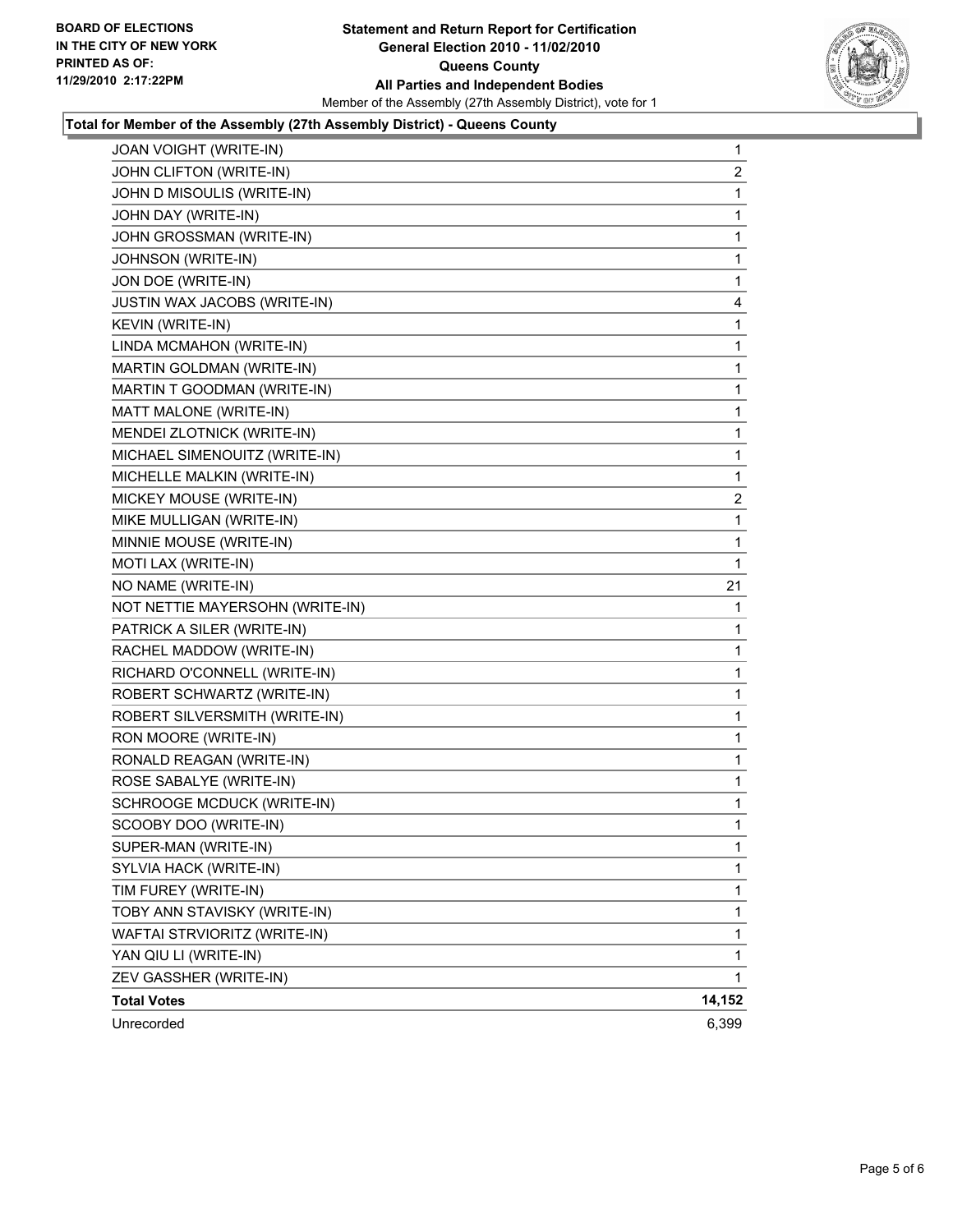**BOARD OF ELECTIONS IN THE CITY OF NEW YORK PRINTED AS OF: 11/29/2010 2:17:22PM**

# Statement and Return Report for Certification General Election 2010 - 11/02/2010 Queens County All Parties and Independent Bodies

Member of the Assembly (27th Assembly District), vote for 1

## Total for Member of the Assembly (27th Assembly District) - Queens County

| Candidate | Votes |
|---|---|
| JOAN VOIGHT (WRITE-IN) | 1 |
| JOHN CLIFTON (WRITE-IN) | 2 |
| JOHN D MISOULIS (WRITE-IN) | 1 |
| JOHN DAY (WRITE-IN) | 1 |
| JOHN GROSSMAN (WRITE-IN) | 1 |
| JOHNSON (WRITE-IN) | 1 |
| JON DOE (WRITE-IN) | 1 |
| JUSTIN WAX JACOBS (WRITE-IN) | 4 |
| KEVIN (WRITE-IN) | 1 |
| LINDA MCMAHON (WRITE-IN) | 1 |
| MARTIN GOLDMAN (WRITE-IN) | 1 |
| MARTIN T GOODMAN (WRITE-IN) | 1 |
| MATT MALONE (WRITE-IN) | 1 |
| MENDEI ZLOTNICK (WRITE-IN) | 1 |
| MICHAEL SIMENOUITZ (WRITE-IN) | 1 |
| MICHELLE MALKIN (WRITE-IN) | 1 |
| MICKEY MOUSE (WRITE-IN) | 2 |
| MIKE MULLIGAN (WRITE-IN) | 1 |
| MINNIE MOUSE (WRITE-IN) | 1 |
| MOTI LAX (WRITE-IN) | 1 |
| NO NAME (WRITE-IN) | 21 |
| NOT NETTIE MAYERSOHN (WRITE-IN) | 1 |
| PATRICK A SILER (WRITE-IN) | 1 |
| RACHEL MADDOW (WRITE-IN) | 1 |
| RICHARD O'CONNELL (WRITE-IN) | 1 |
| ROBERT SCHWARTZ (WRITE-IN) | 1 |
| ROBERT SILVERSMITH (WRITE-IN) | 1 |
| RON MOORE (WRITE-IN) | 1 |
| RONALD REAGAN (WRITE-IN) | 1 |
| ROSE SABALYE (WRITE-IN) | 1 |
| SCHROOGE MCDUCK (WRITE-IN) | 1 |
| SCOOBY DOO (WRITE-IN) | 1 |
| SUPER-MAN (WRITE-IN) | 1 |
| SYLVIA HACK (WRITE-IN) | 1 |
| TIM FUREY (WRITE-IN) | 1 |
| TOBY ANN STAVISKY (WRITE-IN) | 1 |
| WAFTAI STRVIORITZ (WRITE-IN) | 1 |
| YAN QIU LI (WRITE-IN) | 1 |
| ZEV GASSHER (WRITE-IN) | 1 |
| **Total Votes** | **14,152** |
| Unrecorded | 6,399 |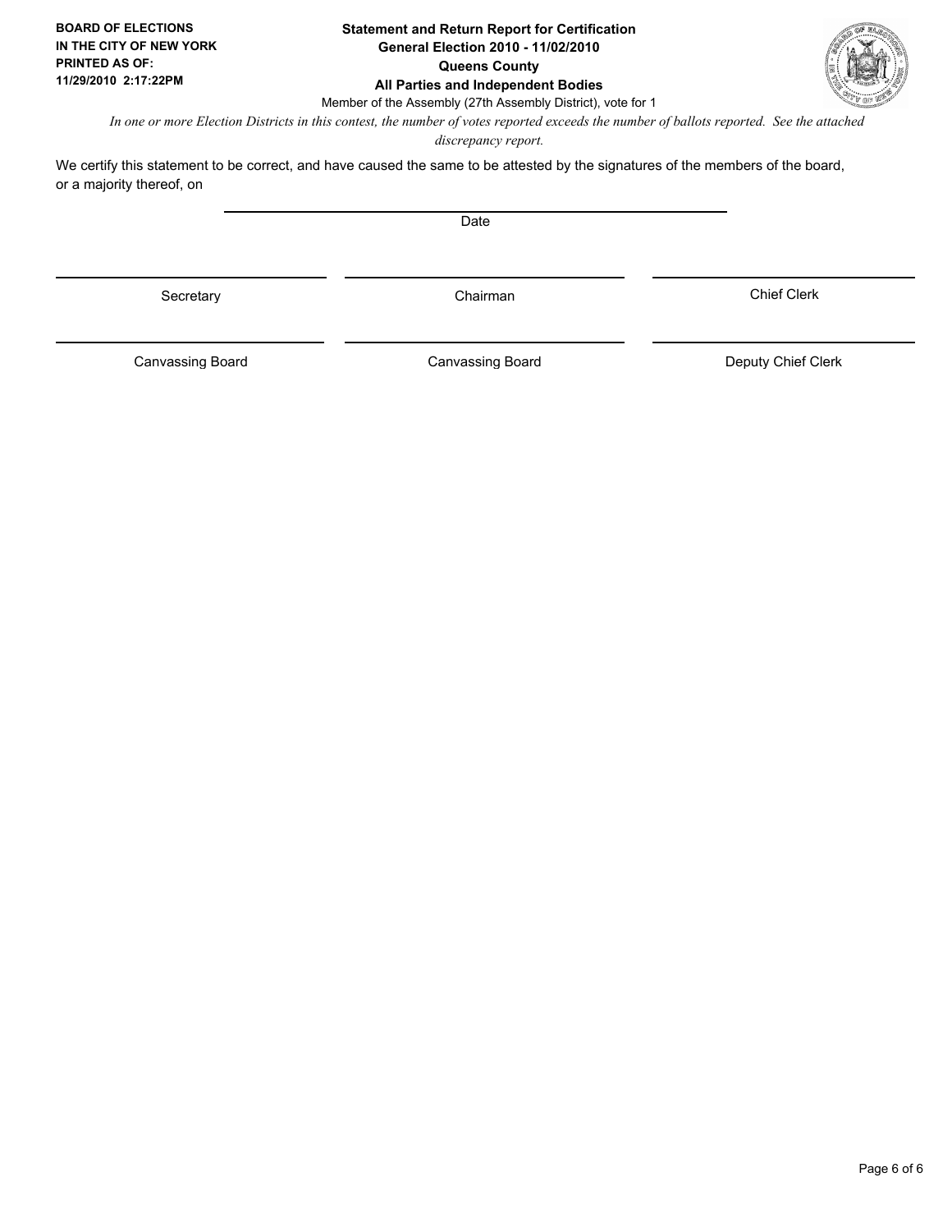BOARD OF ELECTIONS
IN THE CITY OF NEW YORK
PRINTED AS OF:
11/29/2010 2:17:22PM

**Statement and Return Report for Certification**
**General Election 2010 - 11/02/2010**
**Queens County**
**All Parties and Independent Bodies**

Member of the Assembly (27th Assembly District), vote for 1

*In one or more Election Districts in this contest, the number of votes reported exceeds the number of ballots reported. See the attached discrepancy report.*

We certify this statement to be correct, and have caused the same to be attested by the signatures of the members of the board, or a majority thereof, on

\_\_\_\_\_\_\_\_\_\_\_\_\_\_\_\_\_\_\_\_\_\_\_\_\_\_\_\_\_\_\_\_\_\_\_\_\_\_\_\_
Date

| | | |
|---|---|---|
| Secretary | Chairman | Chief Clerk |
| Canvassing Board | Canvassing Board | Deputy Chief Clerk |